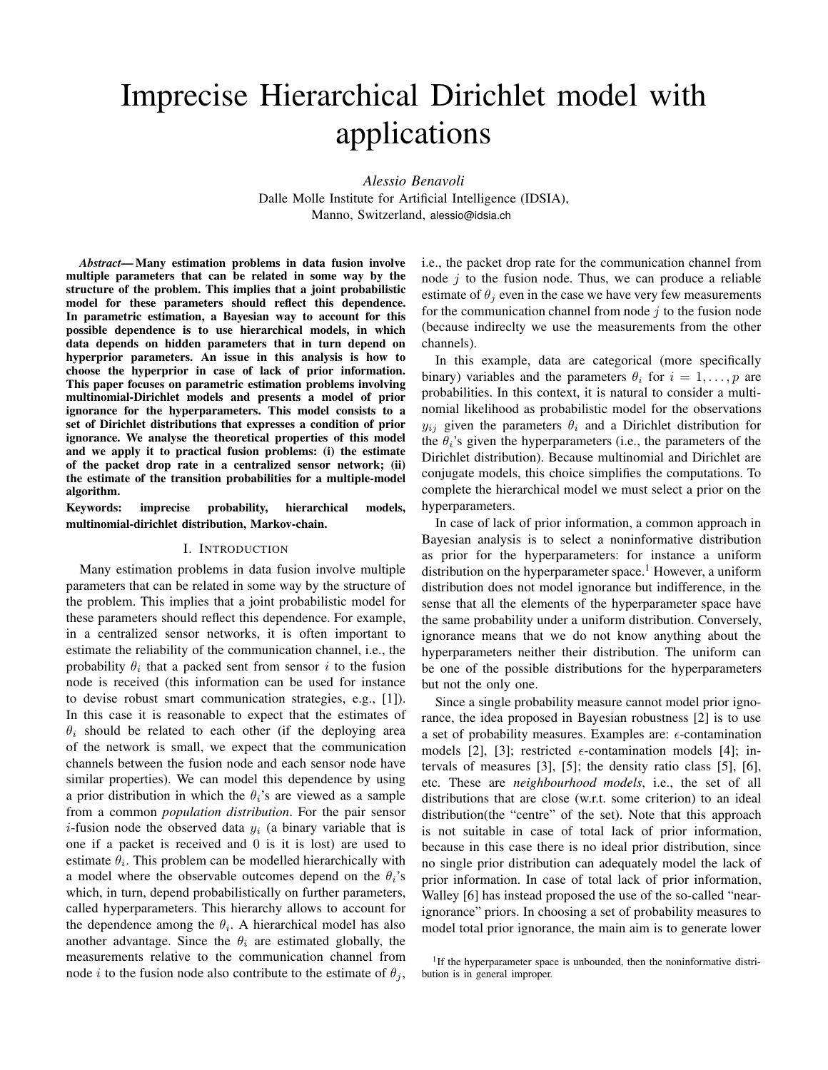# Imprecise Hierarchical Dirichlet model with applications

*Alessio Benavoli*
Dalle Molle Institute for Artificial Intelligence (IDSIA),
Manno, Switzerland, alessio@idsia.ch

***Abstract*— Many estimation problems in data fusion involve multiple parameters that can be related in some way by the structure of the problem. This implies that a joint probabilistic model for these parameters should reflect this dependence. In parametric estimation, a Bayesian way to account for this possible dependence is to use hierarchical models, in which data depends on hidden parameters that in turn depend on hyperprior parameters. An issue in this analysis is how to choose the hyperprior in case of lack of prior information. This paper focuses on parametric estimation problems involving multinomial-Dirichlet models and presents a model of prior ignorance for the hyperparameters. This model consists to a set of Dirichlet distributions that expresses a condition of prior ignorance. We analyse the theoretical properties of this model and we apply it to practical fusion problems: (i) the estimate of the packet drop rate in a centralized sensor network; (ii) the estimate of the transition probabilities for a multiple-model algorithm.**

**Keywords: imprecise probability, hierarchical models, multinomial-dirichlet distribution, Markov-chain.**

## I. Introduction

Many estimation problems in data fusion involve multiple parameters that can be related in some way by the structure of the problem. This implies that a joint probabilistic model for these parameters should reflect this dependence. For example, in a centralized sensor networks, it is often important to estimate the reliability of the communication channel, i.e., the probability $\theta_i$ that a packed sent from sensor $i$ to the fusion node is received (this information can be used for instance to devise robust smart communication strategies, e.g., [1]). In this case it is reasonable to expect that the estimates of $\theta_i$ should be related to each other (if the deploying area of the network is small, we expect that the communication channels between the fusion node and each sensor node have similar properties). We can model this dependence by using a prior distribution in which the $\theta_i$'s are viewed as a sample from a common *population distribution*. For the pair sensor $i$-fusion node the observed data $y_i$ (a binary variable that is one if a packet is received and 0 is it is lost) are used to estimate $\theta_i$. This problem can be modelled hierarchically with a model where the observable outcomes depend on the $\theta_i$'s which, in turn, depend probabilistically on further parameters, called hyperparameters. This hierarchy allows to account for the dependence among the $\theta_i$. A hierarchical model has also another advantage. Since the $\theta_i$ are estimated globally, the measurements relative to the communication channel from node $i$ to the fusion node also contribute to the estimate of $\theta_j$, i.e., the packet drop rate for the communication channel from node $j$ to the fusion node. Thus, we can produce a reliable estimate of $\theta_j$ even in the case we have very few measurements for the communication channel from node $j$ to the fusion node (because indirecly we use the measurements from the other channels).

In this example, data are categorical (more specifically binary) variables and the parameters $\theta_i$ for $i = 1, \ldots, p$ are probabilities. In this context, it is natural to consider a multinomial likelihood as probabilistic model for the observations $y_{ij}$ given the parameters $\theta_i$ and a Dirichlet distribution for the $\theta_i$'s given the hyperparameters (i.e., the parameters of the Dirichlet distribution). Because multinomial and Dirichlet are conjugate models, this choice simplifies the computations. To complete the hierarchical model we must select a prior on the hyperparameters.

In case of lack of prior information, a common approach in Bayesian analysis is to select a noninformative distribution as prior for the hyperparameters: for instance a uniform distribution on the hyperparameter space.[1] However, a uniform distribution does not model ignorance but indifference, in the sense that all the elements of the hyperparameter space have the same probability under a uniform distribution. Conversely, ignorance means that we do not know anything about the hyperparameters neither their distribution. The uniform can be one of the possible distributions for the hyperparameters but not the only one.

Since a single probability measure cannot model prior ignorance, the idea proposed in Bayesian robustness [2] is to use a set of probability measures. Examples are: $\epsilon$-contamination models [2], [3]; restricted $\epsilon$-contamination models [4]; intervals of measures [3], [5]; the density ratio class [5], [6], etc. These are *neighbourhood models*, i.e., the set of all distributions that are close (w.r.t. some criterion) to an ideal distribution(the "centre" of the set). Note that this approach is not suitable in case of total lack of prior information, because in this case there is no ideal prior distribution, since no single prior distribution can adequately model the lack of prior information. In case of total lack of prior information, Walley [6] has instead proposed the use of the so-called "near-ignorance" priors. In choosing a set of probability measures to model total prior ignorance, the main aim is to generate lower

[1] If the hyperparameter space is unbounded, then the noninformative distribution is in general improper.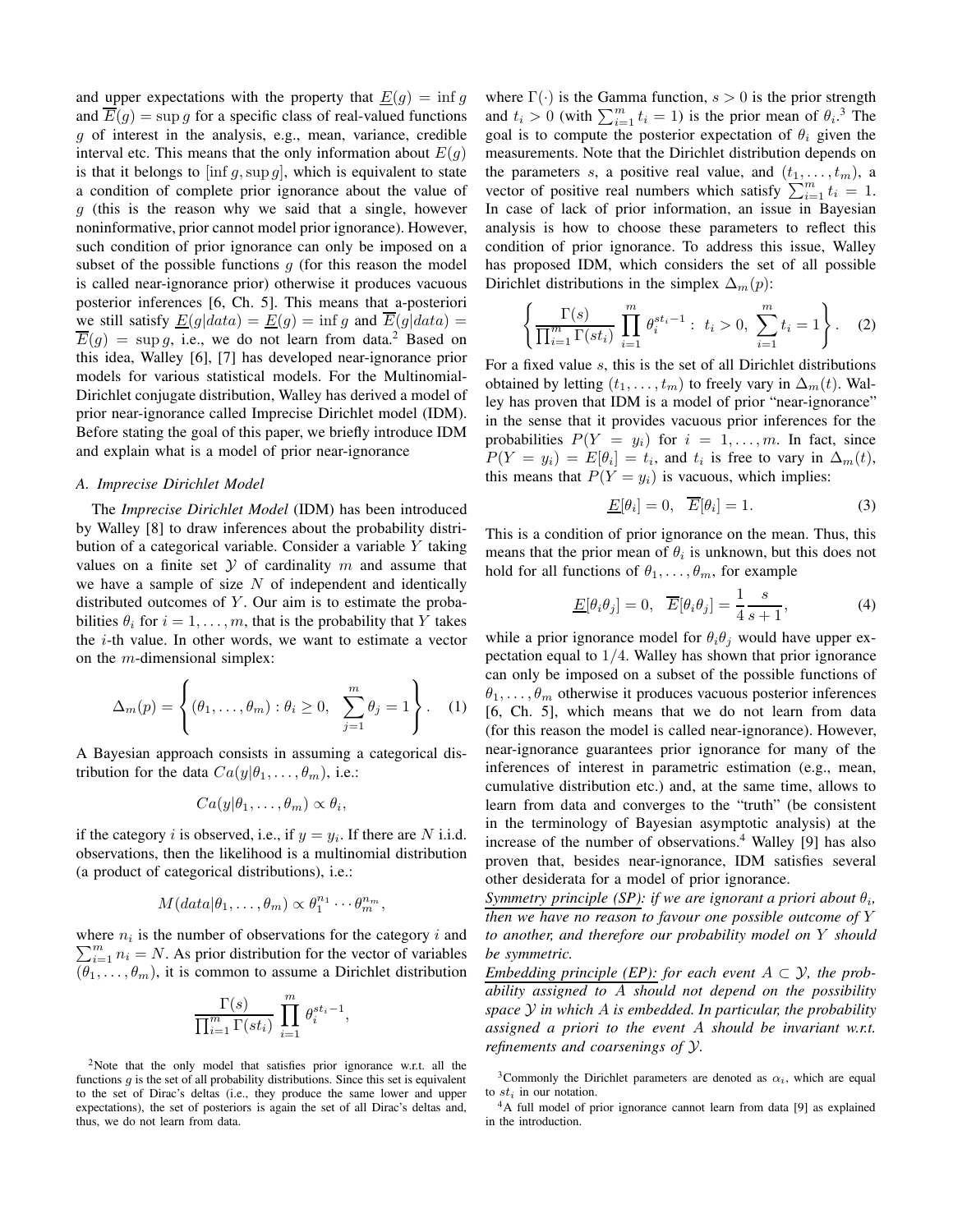and upper expectations with the property that $\underline{E}(g) = \inf g$ and $\overline{E}(g) = \sup g$ for a specific class of real-valued functions $g$ of interest in the analysis, e.g., mean, variance, credible interval etc. This means that the only information about $E(g)$ is that it belongs to $[\inf g, \sup g]$, which is equivalent to state a condition of complete prior ignorance about the value of $g$ (this is the reason why we said that a single, however noninformative, prior cannot model prior ignorance). However, such condition of prior ignorance can only be imposed on a subset of the possible functions $g$ (for this reason the model is called near-ignorance prior) otherwise it produces vacuous posterior inferences [6, Ch. 5]. This means that a-posteriori we still satisfy $\underline{E}(g|data) = \underline{E}(g) = \inf g$ and $\overline{E}(g|data) = \overline{E}(g) = \sup g$, i.e., we do not learn from data.[2] Based on this idea, Walley [6], [7] has developed near-ignorance prior models for various statistical models. For the Multinomial-Dirichlet conjugate distribution, Walley has derived a model of prior near-ignorance called Imprecise Dirichlet model (IDM). Before stating the goal of this paper, we briefly introduce IDM and explain what is a model of prior near-ignorance

### A. Imprecise Dirichlet Model

The *Imprecise Dirichlet Model* (IDM) has been introduced by Walley [8] to draw inferences about the probability distribution of a categorical variable. Consider a variable $Y$ taking values on a finite set $\mathcal{Y}$ of cardinality $m$ and assume that we have a sample of size $N$ of independent and identically distributed outcomes of $Y$. Our aim is to estimate the probabilities $\theta_i$ for $i = 1, \ldots, m$, that is the probability that $Y$ takes the $i$-th value. In other words, we want to estimate a vector on the $m$-dimensional simplex:

$$\Delta_m(p) = \left\{ (\theta_1, \ldots, \theta_m) : \theta_i \geq 0, \ \sum_{j=1}^{m} \theta_j = 1 \right\}. \quad (1)$$

A Bayesian approach consists in assuming a categorical distribution for the data $Ca(y|\theta_1, \ldots, \theta_m)$, i.e.:

$$Ca(y|\theta_1, \ldots, \theta_m) \propto \theta_i,$$

if the category $i$ is observed, i.e., if $y = y_i$. If there are $N$ i.i.d. observations, then the likelihood is a multinomial distribution (a product of categorical distributions), i.e.:

$$M(data|\theta_1, \ldots, \theta_m) \propto \theta_1^{n_1} \cdots \theta_m^{n_m},$$

where $n_i$ is the number of observations for the category $i$ and $\sum_{i=1}^{m} n_i = N$. As prior distribution for the vector of variables $(\theta_1, \ldots, \theta_m)$, it is common to assume a Dirichlet distribution

$$\frac{\Gamma(s)}{\prod_{i=1}^{m} \Gamma(st_i)} \prod_{i=1}^{m} \theta_i^{st_i - 1},$$

where $\Gamma(\cdot)$ is the Gamma function, $s > 0$ is the prior strength and $t_i > 0$ (with $\sum_{i=1}^{m} t_i = 1$) is the prior mean of $\theta_i$.[3] The goal is to compute the posterior expectation of $\theta_i$ given the measurements. Note that the Dirichlet distribution depends on the parameters $s$, a positive real value, and $(t_1, \ldots, t_m)$, a vector of positive real numbers which satisfy $\sum_{i=1}^{m} t_i = 1$. In case of lack of prior information, an issue in Bayesian analysis is how to choose these parameters to reflect this condition of prior ignorance. To address this issue, Walley has proposed IDM, which considers the set of all possible Dirichlet distributions in the simplex $\Delta_m(p)$:

$$\left\{ \frac{\Gamma(s)}{\prod_{i=1}^{m} \Gamma(st_i)} \prod_{i=1}^{m} \theta_i^{st_i - 1} : \ t_i > 0, \ \sum_{i=1}^{m} t_i = 1 \right\}. \quad (2)$$

For a fixed value $s$, this is the set of all Dirichlet distributions obtained by letting $(t_1, \ldots, t_m)$ to freely vary in $\Delta_m(t)$. Walley has proven that IDM is a model of prior "near-ignorance" in the sense that it provides vacuous prior inferences for the probabilities $P(Y = y_i)$ for $i = 1, \ldots, m$. In fact, since $P(Y = y_i) = E[\theta_i] = t_i$, and $t_i$ is free to vary in $\Delta_m(t)$, this means that $P(Y = y_i)$ is vacuous, which implies:

$$\underline{E}[\theta_i] = 0, \quad \overline{E}[\theta_i] = 1. \quad (3)$$

This is a condition of prior ignorance on the mean. Thus, this means that the prior mean of $\theta_i$ is unknown, but this does not hold for all functions of $\theta_1, \ldots, \theta_m$, for example

$$\underline{E}[\theta_i \theta_j] = 0, \quad \overline{E}[\theta_i \theta_j] = \frac{1}{4} \frac{s}{s+1}, \quad (4)$$

while a prior ignorance model for $\theta_i \theta_j$ would have upper expectation equal to $1/4$. Walley has shown that prior ignorance can only be imposed on a subset of the possible functions of $\theta_1, \ldots, \theta_m$ otherwise it produces vacuous posterior inferences [6, Ch. 5], which means that we do not learn from data (for this reason the model is called near-ignorance). However, near-ignorance guarantees prior ignorance for many of the inferences of interest in parametric estimation (e.g., mean, cumulative distribution etc.) and, at the same time, allows to learn from data and converges to the "truth" (be consistent in the terminology of Bayesian asymptotic analysis) at the increase of the number of observations.[4] Walley [9] has also proven that, besides near-ignorance, IDM satisfies several other desiderata for a model of prior ignorance.

*Symmetry principle (SP): if we are ignorant a priori about $\theta_i$, then we have no reason to favour one possible outcome of $Y$ to another, and therefore our probability model on $Y$ should be symmetric.*

*Embedding principle (EP): for each event $A \subset \mathcal{Y}$, the probability assigned to $A$ should not depend on the possibility space $\mathcal{Y}$ in which $A$ is embedded. In particular, the probability assigned a priori to the event $A$ should be invariant w.r.t. refinements and coarsenings of $\mathcal{Y}$.*

[2] Note that the only model that satisfies prior ignorance w.r.t. all the functions $g$ is the set of all probability distributions. Since this set is equivalent to the set of Dirac's deltas (i.e., they produce the same lower and upper expectations), the set of posteriors is again the set of all Dirac's deltas and, thus, we do not learn from data.

[3] Commonly the Dirichlet parameters are denoted as $\alpha_i$, which are equal to $st_i$ in our notation.

[4] A full model of prior ignorance cannot learn from data [9] as explained in the introduction.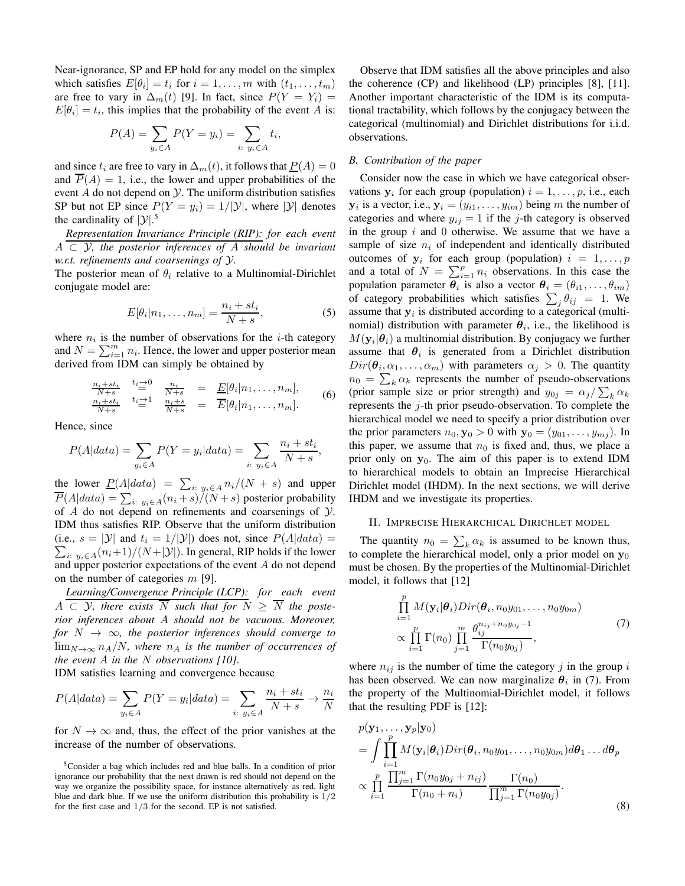Near-ignorance, SP and EP hold for any model on the simplex which satisfies $E[\theta_i] = t_i$ for $i = 1, \ldots, m$ with $(t_1, \ldots, t_m)$ are free to vary in $\Delta_m(t)$ [9]. In fact, since $P(Y = Y_i) = E[\theta_i] = t_i$, this implies that the probability of the event $A$ is:

$$P(A) = \sum_{y_i \in A} P(Y = y_i) = \sum_{i:\ y_i \in A} t_i,$$

and since $t_i$ are free to vary in $\Delta_m(t)$, it follows that $\underline{P}(A) = 0$ and $\overline{P}(A) = 1$, i.e., the lower and upper probabilities of the event $A$ do not depend on $\mathcal{Y}$. The uniform distribution satisfies SP but not EP since $P(Y = y_i) = 1/|\mathcal{Y}|$, where $|\mathcal{Y}|$ denotes the cardinality of $|\mathcal{Y}|$.[5]

*Representation Invariance Principle (RIP): for each event $A \subset \mathcal{Y}$, the posterior inferences of $A$ should be invariant w.r.t. refinements and coarsenings of $\mathcal{Y}$.*

The posterior mean of $\theta_i$ relative to a Multinomial-Dirichlet conjugate model are:

$$E[\theta_i|n_1, \ldots, n_m] = \frac{n_i + st_i}{N + s}, \tag{5}$$

where $n_i$ is the number of observations for the $i$-th category and $N = \sum_{i=1}^{m} n_i$. Hence, the lower and upper posterior mean derived from IDM can simply be obtained by

$$\begin{array}{lcl} \frac{n_i+st_i}{N+s} & \stackrel{t_i \to 0}{=} & \frac{n_i}{N+s} = \underline{E}[\theta_i|n_1, \ldots, n_m], \\ \frac{n_i+st_i}{N+s} & \stackrel{t_i \to 1}{=} & \frac{n_i+s}{N+s} = \overline{E}[\theta_i|n_1, \ldots, n_m]. \end{array} \tag{6}$$

Hence, since

$$P(A|data) = \sum_{y_i \in A} P(Y = y_i|data) = \sum_{i:\ y_i \in A} \frac{n_i + st_i}{N + s},$$

the lower $\underline{P}(A|data) = \sum_{i:\ y_i \in A} n_i/(N + s)$ and upper $\overline{P}(A|data) = \sum_{i:\ y_i \in A} (n_i + s)/(N + s)$ posterior probability of $A$ do not depend on refinements and coarsenings of $\mathcal{Y}$. IDM thus satisfies RIP. Observe that the uniform distribution (i.e., $s = |\mathcal{Y}|$ and $t_i = 1/|\mathcal{Y}|$) does not, since $P(A|data) = \sum_{i:\ y_i \in A} (n_i+1)/(N+|\mathcal{Y}|)$. In general, RIP holds if the lower and upper posterior expectations of the event $A$ do not depend on the number of categories $m$ [9].

*Learning/Convergence Principle (LCP): for each event $A \subset \mathcal{Y}$, there exists $\overline{N}$ such that for $N \geq \overline{N}$ the posterior inferences about $A$ should not be vacuous. Moreover, for $N \to \infty$, the posterior inferences should converge to $\lim_{N \to \infty} n_A/N$, where $n_A$ is the number of occurrences of the event $A$ in the $N$ observations [10].*

IDM satisfies learning and convergence because

$$P(A|data) = \sum_{y_i \in A} P(Y = y_i|data) = \sum_{i:\ y_i \in A} \frac{n_i + st_i}{N + s} \to \frac{n_i}{N}$$

for $N \to \infty$ and, thus, the effect of the prior vanishes at the increase of the number of observations.

[5] Consider a bag which includes red and blue balls. In a condition of prior ignorance our probability that the next drawn is red should not depend on the way we organize the possibility space, for instance alternatively as red, light blue and dark blue. If we use the uniform distribution this probability is $1/2$ for the first case and $1/3$ for the second. EP is not satisfied.

Observe that IDM satisfies all the above principles and also the coherence (CP) and likelihood (LP) principles [8], [11]. Another important characteristic of the IDM is its computational tractability, which follows by the conjugacy between the categorical (multinomial) and Dirichlet distributions for i.i.d. observations.

### B. Contribution of the paper

Consider now the case in which we have categorical observations $\mathbf{y}_i$ for each group (population) $i = 1, \ldots, p$, i.e., each $\mathbf{y}_i$ is a vector, i.e., $\mathbf{y}_i = (y_{i1}, \ldots, y_{im})$ being $m$ the number of categories and where $y_{ij} = 1$ if the $j$-th category is observed in the group $i$ and 0 otherwise. We assume that we have a sample of size $n_i$ of independent and identically distributed outcomes of $\mathbf{y}_i$ for each group (population) $i = 1, \ldots, p$ and a total of $N = \sum_{i=1}^{p} n_i$ observations. In this case the population parameter $\boldsymbol{\theta}_i$ is also a vector $\boldsymbol{\theta}_i = (\theta_{i1}, \ldots, \theta_{im})$ of category probabilities which satisfies $\sum_j \theta_{ij} = 1$. We assume that $\mathbf{y}_i$ is distributed according to a categorical (multinomial) distribution with parameter $\boldsymbol{\theta}_i$, i.e., the likelihood is $M(\mathbf{y}_i|\boldsymbol{\theta}_i)$ a multinomial distribution. By conjugacy we further assume that $\boldsymbol{\theta}_i$ is generated from a Dirichlet distribution $Dir(\boldsymbol{\theta}_i, \alpha_1, \ldots, \alpha_m)$ with parameters $\alpha_j > 0$. The quantity $n_0 = \sum_k \alpha_k$ represents the number of pseudo-observations (prior sample size or prior strength) and $y_{0j} = \alpha_j / \sum_k \alpha_k$ represents the $j$-th prior pseudo-observation. To complete the hierarchical model we need to specify a prior distribution over the prior parameters $n_0, \mathbf{y}_0 > 0$ with $\mathbf{y}_0 = (y_{01}, \ldots, y_{mj})$. In this paper, we assume that $n_0$ is fixed and, thus, we place a prior only on $\mathbf{y}_0$. The aim of this paper is to extend IDM to hierarchical models to obtain an Imprecise Hierarchical Dirichlet model (IHDM). In the next sections, we will derive IHDM and we investigate its properties.

## II. Imprecise Hierarchical Dirichlet model

The quantity $n_0 = \sum_k \alpha_k$ is assumed to be known thus, to complete the hierarchical model, only a prior model on $\mathbf{y}_0$ must be chosen. By the properties of the Multinomial-Dirichlet model, it follows that [12]

$$\begin{array}{l} \prod_{i=1}^{p} M(\mathbf{y}_i|\boldsymbol{\theta}_i) Dir(\boldsymbol{\theta}_i, n_0 y_{01}, \ldots, n_0 y_{0m}) \\ \propto \prod_{i=1}^{p} \Gamma(n_0) \prod_{j=1}^{m} \frac{\theta_{ij}^{n_{ij} + n_0 y_{0j} - 1}}{\Gamma(n_0 y_{0j})}, \end{array} \tag{7}$$

where $n_{ij}$ is the number of time the category $j$ in the group $i$ has been observed. We can now marginalize $\boldsymbol{\theta}_i$ in (7). From the property of the Multinomial-Dirichlet model, it follows that the resulting PDF is [12]:

$$\begin{array}{l} p(\mathbf{y}_1, \ldots, \mathbf{y}_p|\mathbf{y}_0) \\ = \int \prod_{i=1}^{p} M(\mathbf{y}_i|\boldsymbol{\theta}_i) Dir(\boldsymbol{\theta}_i, n_0 y_{01}, \ldots, n_0 y_{0m}) d\boldsymbol{\theta}_1 \ldots d\boldsymbol{\theta}_p \\ \propto \prod_{i=1}^{p} \frac{\prod_{j=1}^{m} \Gamma(n_0 y_{0j} + n_{ij})}{\Gamma(n_0 + n_i)} \frac{\Gamma(n_0)}{\prod_{j=1}^{m} \Gamma(n_0 y_{0j})}. \end{array} \tag{8}$$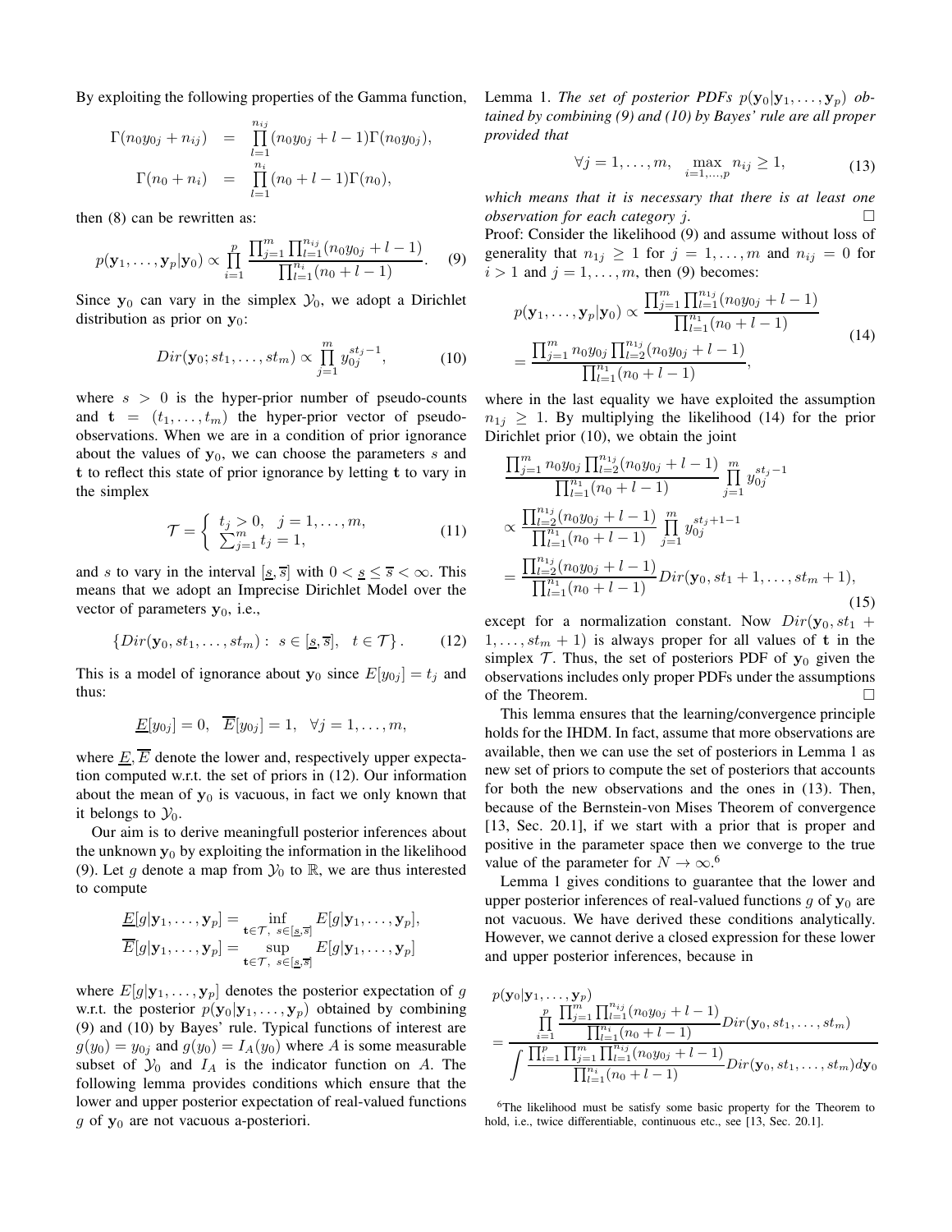By exploiting the following properties of the Gamma function,

$$
\begin{aligned}
\Gamma(n_0 y_{0j} + n_{ij}) &= \prod_{l=1}^{n_{ij}} (n_0 y_{0j} + l - 1)\Gamma(n_0 y_{0j}), \\
\Gamma(n_0 + n_i) &= \prod_{l=1}^{n_i} (n_0 + l - 1)\Gamma(n_0),
\end{aligned}
$$

then (8) can be rewritten as:

$$
p(\mathbf{y}_1, \ldots, \mathbf{y}_p | \mathbf{y}_0) \propto \prod_{i=1}^{p} \frac{\prod_{j=1}^{m} \prod_{l=1}^{n_{ij}} (n_0 y_{0j} + l - 1)}{\prod_{l=1}^{n_i} (n_0 + l - 1)}. \quad (9)
$$

Since $\mathbf{y}_0$ can vary in the simplex $\mathcal{Y}_0$, we adopt a Dirichlet distribution as prior on $\mathbf{y}_0$:

$$
Dir(\mathbf{y}_0; st_1, \ldots, st_m) \propto \prod_{j=1}^{m} y_{0j}^{st_j - 1}, \quad (10)
$$

where $s > 0$ is the hyper-prior number of pseudo-counts and $\mathbf{t} = (t_1, \ldots, t_m)$ the hyper-prior vector of pseudo-observations. When we are in a condition of prior ignorance about the values of $\mathbf{y}_0$, we can choose the parameters $s$ and $\mathbf{t}$ to reflect this state of prior ignorance by letting $\mathbf{t}$ to vary in the simplex

$$
\mathcal{T} = \left\{ \begin{array}{l} t_j > 0, \quad j = 1, \ldots, m, \\ \sum_{j=1}^{m} t_j = 1, \end{array} \right. \quad (11)
$$

and $s$ to vary in the interval $[\underline{s}, \overline{s}]$ with $0 < \underline{s} \leq \overline{s} < \infty$. This means that we adopt an Imprecise Dirichlet Model over the vector of parameters $\mathbf{y}_0$, i.e.,

$$
\{Dir(\mathbf{y}_0, st_1, \ldots, st_m) : \; s \in [\underline{s}, \overline{s}], \quad t \in \mathcal{T}\}. \quad (12)
$$

This is a model of ignorance about $\mathbf{y}_0$ since $E[y_{0j}] = t_j$ and thus:

$$
\underline{E}[y_{0j}] = 0, \quad \overline{E}[y_{0j}] = 1, \quad \forall j = 1, \ldots, m,
$$

where $\underline{E}, \overline{E}$ denote the lower and, respectively upper expectation computed w.r.t. the set of priors in (12). Our information about the mean of $\mathbf{y}_0$ is vacuous, in fact we only known that it belongs to $\mathcal{Y}_0$.

Our aim is to derive meaningfull posterior inferences about the unknown $\mathbf{y}_0$ by exploiting the information in the likelihood (9). Let $g$ denote a map from $\mathcal{Y}_0$ to $\mathbb{R}$, we are thus interested to compute

$$
\begin{aligned}
\underline{E}[g | \mathbf{y}_1, \ldots, \mathbf{y}_p] &= \inf_{\mathbf{t} \in \mathcal{T}, \; s \in [\underline{s}, \overline{s}]} E[g | \mathbf{y}_1, \ldots, \mathbf{y}_p], \\
\overline{E}[g | \mathbf{y}_1, \ldots, \mathbf{y}_p] &= \sup_{\mathbf{t} \in \mathcal{T}, \; s \in [\underline{s}, \overline{s}]} E[g | \mathbf{y}_1, \ldots, \mathbf{y}_p]
\end{aligned}
$$

where $E[g | \mathbf{y}_1, \ldots, \mathbf{y}_p]$ denotes the posterior expectation of $g$ w.r.t. the posterior $p(\mathbf{y}_0 | \mathbf{y}_1, \ldots, \mathbf{y}_p)$ obtained by combining (9) and (10) by Bayes' rule. Typical functions of interest are $g(y_0) = y_{0j}$ and $g(y_0) = I_A(y_0)$ where $A$ is some measurable subset of $\mathcal{Y}_0$ and $I_A$ is the indicator function on $A$. The following lemma provides conditions which ensure that the lower and upper posterior expectation of real-valued functions $g$ of $\mathbf{y}_0$ are not vacuous a-posteriori.

Lemma 1. *The set of posterior PDFs $p(\mathbf{y}_0 | \mathbf{y}_1, \ldots, \mathbf{y}_p)$ obtained by combining (9) and (10) by Bayes' rule are all proper provided that*

$$
\forall j = 1, \ldots, m, \quad \max_{i=1,\ldots,p} n_{ij} \geq 1, \quad (13)
$$

*which means that it is necessary that there is at least one observation for each category $j$.* □

Proof: Consider the likelihood (9) and assume without loss of generality that $n_{1j} \geq 1$ for $j = 1, \ldots, m$ and $n_{ij} = 0$ for $i > 1$ and $j = 1, \ldots, m$, then (9) becomes:

$$
\begin{aligned}
p(\mathbf{y}_1, \ldots, \mathbf{y}_p | \mathbf{y}_0) &\propto \frac{\prod_{j=1}^{m} \prod_{l=1}^{n_{1j}} (n_0 y_{0j} + l - 1)}{\prod_{l=1}^{n_1} (n_0 + l - 1)} \\
&= \frac{\prod_{j=1}^{m} n_0 y_{0j} \prod_{l=2}^{n_{1j}} (n_0 y_{0j} + l - 1)}{\prod_{l=1}^{n_1} (n_0 + l - 1)},
\end{aligned} \quad (14)
$$

where in the last equality we have exploited the assumption $n_{1j} \geq 1$. By multiplying the likelihood (14) for the prior Dirichlet prior (10), we obtain the joint

$$
\begin{aligned}
&\frac{\prod_{j=1}^{m} n_0 y_{0j} \prod_{l=2}^{n_{1j}} (n_0 y_{0j} + l - 1)}{\prod_{l=1}^{n_1} (n_0 + l - 1)} \prod_{j=1}^{m} y_{0j}^{st_j - 1} \\
&\propto \frac{\prod_{l=2}^{n_{1j}} (n_0 y_{0j} + l - 1)}{\prod_{l=1}^{n_1} (n_0 + l - 1)} \prod_{j=1}^{m} y_{0j}^{st_j + 1 - 1} \\
&= \frac{\prod_{l=2}^{n_{1j}} (n_0 y_{0j} + l - 1)}{\prod_{l=1}^{n_1} (n_0 + l - 1)} Dir(\mathbf{y}_0, st_1 + 1, \ldots, st_m + 1),
\end{aligned} \quad (15)
$$

except for a normalization constant. Now $Dir(\mathbf{y}_0, st_1 + 1, \ldots, st_m + 1)$ is always proper for all values of $\mathbf{t}$ in the simplex $\mathcal{T}$. Thus, the set of posteriors PDF of $\mathbf{y}_0$ given the observations includes only proper PDFs under the assumptions of the Theorem. □

This lemma ensures that the learning/convergence principle holds for the IHDM. In fact, assume that more observations are available, then we can use the set of posteriors in Lemma 1 as new set of priors to compute the set of posteriors that accounts for both the new observations and the ones in (13). Then, because of the Bernstein-von Mises Theorem of convergence [13, Sec. 20.1], if we start with a prior that is proper and positive in the parameter space then we converge to the true value of the parameter for $N \to \infty$.[6]

Lemma 1 gives conditions to guarantee that the lower and upper posterior inferences of real-valued functions $g$ of $\mathbf{y}_0$ are not vacuous. We have derived these conditions analytically. However, we cannot derive a closed expression for these lower and upper posterior inferences, because in

$$
\begin{aligned}
&p(\mathbf{y}_0 | \mathbf{y}_1, \ldots, \mathbf{y}_p) \\
&= \frac{\prod_{i=1}^{p} \frac{\prod_{j=1}^{m} \prod_{l=1}^{n_{ij}} (n_0 y_{0j} + l - 1)}{\prod_{l=1}^{n_i} (n_0 + l - 1)} Dir(\mathbf{y}_0, st_1, \ldots, st_m)}{\int \frac{\prod_{i=1}^{p} \prod_{j=1}^{m} \prod_{l=1}^{n_{ij}} (n_0 y_{0j} + l - 1)}{\prod_{l=1}^{n_i} (n_0 + l - 1)} Dir(\mathbf{y}_0, st_1, \ldots, st_m) d\mathbf{y}_0}
\end{aligned}
$$

[6] The likelihood must be satisfy some basic property for the Theorem to hold, i.e., twice differentiable, continuous etc., see [13, Sec. 20.1].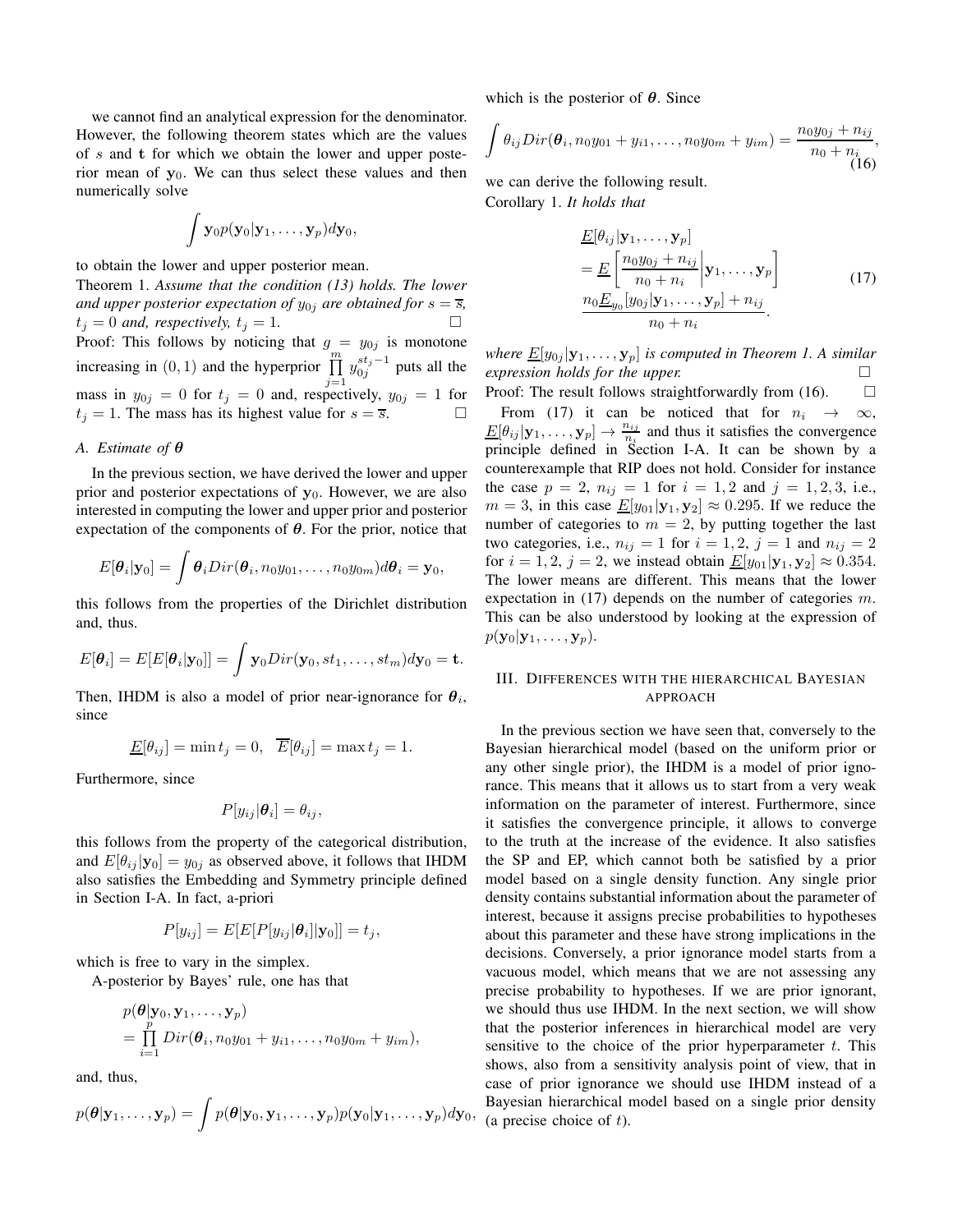we cannot find an analytical expression for the denominator. However, the following theorem states which are the values of $s$ and $\mathbf{t}$ for which we obtain the lower and upper posterior mean of $\mathbf{y}_0$. We can thus select these values and then numerically solve

$$\int \mathbf{y}_0 p(\mathbf{y}_0|\mathbf{y}_1,\ldots,\mathbf{y}_p)d\mathbf{y}_0,$$

to obtain the lower and upper posterior mean.

Theorem 1. *Assume that the condition (13) holds. The lower and upper posterior expectation of $y_{0j}$ are obtained for $s = \overline{s}$, $t_j = 0$ and, respectively, $t_j = 1$.* □

Proof: This follows by noticing that $g = y_{0j}$ is monotone increasing in $(0,1)$ and the hyperprior $\prod_{j=1}^{m} y_{0j}^{st_j-1}$ puts all the mass in $y_{0j} = 0$ for $t_j = 0$ and, respectively, $y_{0j} = 1$ for $t_j = 1$. The mass has its highest value for $s = \overline{s}$. □

### A. Estimate of $\boldsymbol{\theta}$

In the previous section, we have derived the lower and upper prior and posterior expectations of $\mathbf{y}_0$. However, we are also interested in computing the lower and upper prior and posterior expectation of the components of $\boldsymbol{\theta}$. For the prior, notice that

$$E[\boldsymbol{\theta}_i|\mathbf{y}_0] = \int \boldsymbol{\theta}_i Dir(\boldsymbol{\theta}_i, n_0y_{01},\ldots,n_0y_{0m})d\boldsymbol{\theta}_i = \mathbf{y}_0,$$

this follows from the properties of the Dirichlet distribution and, thus.

$$E[\boldsymbol{\theta}_i] = E[E[\boldsymbol{\theta}_i|\mathbf{y}_0]] = \int \mathbf{y}_0 Dir(\mathbf{y}_0, st_1,\ldots,st_m)d\mathbf{y}_0 = \mathbf{t}.$$

Then, IHDM is also a model of prior near-ignorance for $\boldsymbol{\theta}_i$, since

$$\underline{E}[\theta_{ij}] = \min t_j = 0, \quad \overline{E}[\theta_{ij}] = \max t_j = 1.$$

Furthermore, since

$$P[y_{ij}|\boldsymbol{\theta}_i] = \theta_{ij},$$

this follows from the property of the categorical distribution, and $E[\theta_{ij}|\mathbf{y}_0] = y_{0j}$ as observed above, it follows that IHDM also satisfies the Embedding and Symmetry principle defined in Section I-A. In fact, a-priori

$$P[y_{ij}] = E[E[P[y_{ij}|\boldsymbol{\theta}_i]|\mathbf{y}_0]] = t_j,$$

which is free to vary in the simplex.

A-posterior by Bayes' rule, one has that

$$\begin{aligned}
&p(\boldsymbol{\theta}|\mathbf{y}_0,\mathbf{y}_1,\ldots,\mathbf{y}_p)\\
&= \prod_{i=1}^{p} Dir(\boldsymbol{\theta}_i, n_0y_{01}+y_{i1},\ldots,n_0y_{0m}+y_{im}),
\end{aligned}$$

and, thus,

$$p(\boldsymbol{\theta}|\mathbf{y}_1,\ldots,\mathbf{y}_p) = \int p(\boldsymbol{\theta}|\mathbf{y}_0,\mathbf{y}_1,\ldots,\mathbf{y}_p)p(\mathbf{y}_0|\mathbf{y}_1,\ldots,\mathbf{y}_p)d\mathbf{y}_0,$$

which is the posterior of $\boldsymbol{\theta}$. Since

$$\int \theta_{ij} Dir(\boldsymbol{\theta}_i, n_0y_{01}+y_{i1},\ldots,n_0y_{0m}+y_{im}) = \frac{n_0y_{0j}+n_{ij}}{n_0+n_i}, \tag{16}$$

we can derive the following result.

Corollary 1. *It holds that*

$$\begin{aligned}
&\underline{E}[\theta_{ij}|\mathbf{y}_1,\ldots,\mathbf{y}_p]\\
&= \underline{E}\left[\frac{n_0y_{0j}+n_{ij}}{n_0+n_i}\middle|\mathbf{y}_1,\ldots,\mathbf{y}_p\right]\\
&\frac{n_0\underline{E}_{y_0}[y_{0j}|\mathbf{y}_1,\ldots,\mathbf{y}_p]+n_{ij}}{n_0+n_i}.
\end{aligned} \tag{17}$$

*where $\underline{E}[y_{0j}|\mathbf{y}_1,\ldots,\mathbf{y}_p]$ is computed in Theorem 1. A similar expression holds for the upper.* □

Proof: The result follows straightforwardly from (16). □

From (17) it can be noticed that for $n_i \to \infty$, $\underline{E}[\theta_{ij}|\mathbf{y}_1,\ldots,\mathbf{y}_p] \to \frac{n_{ij}}{n_i}$ and thus it satisfies the convergence principle defined in Section I-A. It can be shown by a counterexample that RIP does not hold. Consider for instance the case $p = 2$, $n_{ij} = 1$ for $i = 1,2$ and $j = 1,2,3$, i.e., $m = 3$, in this case $\underline{E}[y_{01}|\mathbf{y}_1,\mathbf{y}_2] \approx 0.295$. If we reduce the number of categories to $m = 2$, by putting together the last two categories, i.e., $n_{ij} = 1$ for $i = 1,2$, $j = 1$ and $n_{ij} = 2$ for $i = 1,2$, $j = 2$, we instead obtain $\underline{E}[y_{01}|\mathbf{y}_1,\mathbf{y}_2] \approx 0.354$. The lower means are different. This means that the lower expectation in (17) depends on the number of categories $m$. This can be also understood by looking at the expression of $p(\mathbf{y}_0|\mathbf{y}_1,\ldots,\mathbf{y}_p)$.

## III. Differences with the hierarchical Bayesian approach

In the previous section we have seen that, conversely to the Bayesian hierarchical model (based on the uniform prior or any other single prior), the IHDM is a model of prior ignorance. This means that it allows us to start from a very weak information on the parameter of interest. Furthermore, since it satisfies the convergence principle, it allows to converge to the truth at the increase of the evidence. It also satisfies the SP and EP, which cannot both be satisfied by a prior model based on a single density function. Any single prior density contains substantial information about the parameter of interest, because it assigns precise probabilities to hypotheses about this parameter and these have strong implications in the decisions. Conversely, a prior ignorance model starts from a vacuous model, which means that we are not assessing any precise probability to hypotheses. If we are prior ignorant, we should thus use IHDM. In the next section, we will show that the posterior inferences in hierarchical model are very sensitive to the choice of the prior hyperparameter $t$. This shows, also from a sensitivity analysis point of view, that in case of prior ignorance we should use IHDM instead of a Bayesian hierarchical model based on a single prior density (a precise choice of $t$).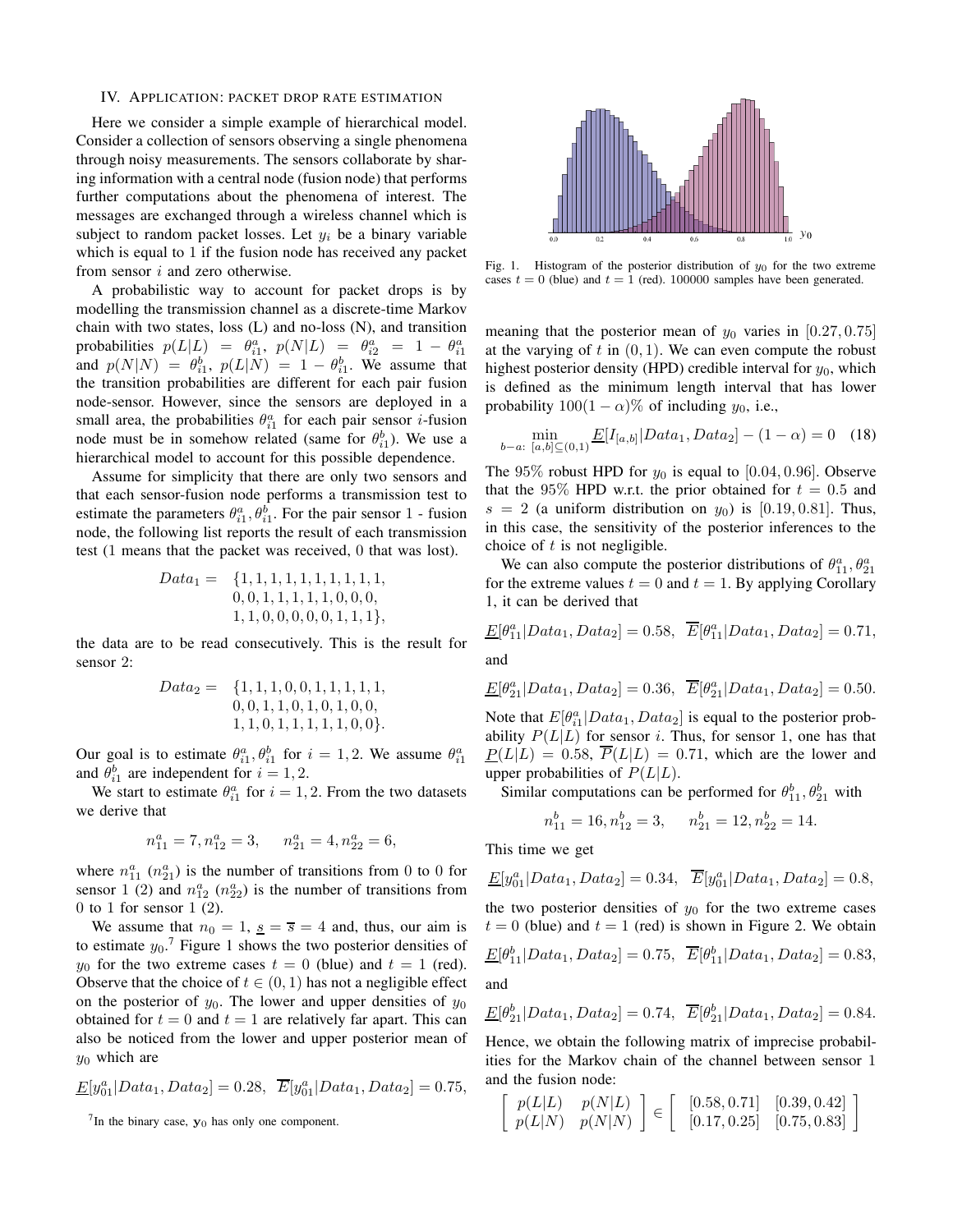## IV. Application: packet drop rate estimation

Here we consider a simple example of hierarchical model. Consider a collection of sensors observing a single phenomena through noisy measurements. The sensors collaborate by sharing information with a central node (fusion node) that performs further computations about the phenomena of interest. The messages are exchanged through a wireless channel which is subject to random packet losses. Let $y_i$ be a binary variable which is equal to 1 if the fusion node has received any packet from sensor $i$ and zero otherwise.

A probabilistic way to account for packet drops is by modelling the transmission channel as a discrete-time Markov chain with two states, loss (L) and no-loss (N), and transition probabilities $p(L|L) = \theta_{i1}^a$, $p(N|L) = \theta_{i2}^a = 1 - \theta_{i1}^a$ and $p(N|N) = \theta_{i1}^b$, $p(L|N) = 1 - \theta_{i1}^b$. We assume that the transition probabilities are different for each pair fusion node-sensor. However, since the sensors are deployed in a small area, the probabilities $\theta_{i1}^a$ for each pair sensor $i$-fusion node must be in somehow related (same for $\theta_{i1}^b$). We use a hierarchical model to account for this possible dependence.

Assume for simplicity that there are only two sensors and that each sensor-fusion node performs a transmission test to estimate the parameters $\theta_{i1}^a, \theta_{i1}^b$. For the pair sensor 1 - fusion node, the following list reports the result of each transmission test (1 means that the packet was received, 0 that was lost).

$$
\begin{aligned}
Data_1 = \quad & \{1,1,1,1,1,1,1,1,1,1,\\
& 0,0,1,1,1,1,1,0,0,0,\\
& 1,1,0,0,0,0,0,1,1,1\},
\end{aligned}
$$

the data are to be read consecutively. This is the result for sensor 2:

$$
\begin{aligned}
Data_2 = \quad & \{1,1,1,0,0,1,1,1,1,1,\\
& 0,0,1,1,0,1,0,1,0,0,\\
& 1,1,0,1,1,1,1,1,0,0\}.
\end{aligned}
$$

Our goal is to estimate $\theta_{i1}^a, \theta_{i1}^b$ for $i = 1,2$. We assume $\theta_{i1}^a$ and $\theta_{i1}^b$ are independent for $i = 1,2$.

We start to estimate $\theta_{i1}^a$ for $i = 1,2$. From the two datasets we derive that

$$n_{11}^a = 7, n_{12}^a = 3, \quad n_{21}^a = 4, n_{22}^a = 6,$$

where $n_{11}^a$ ($n_{21}^a$) is the number of transitions from 0 to 0 for sensor 1 (2) and $n_{12}^a$ ($n_{22}^a$) is the number of transitions from 0 to 1 for sensor 1 (2).

We assume that $n_0 = 1$, $\underline{s} = \overline{s} = 4$ and, thus, our aim is to estimate $y_0$.[7] Figure 1 shows the two posterior densities of $y_0$ for the two extreme cases $t = 0$ (blue) and $t = 1$ (red). Observe that the choice of $t \in (0,1)$ has not a negligible effect on the posterior of $y_0$. The lower and upper densities of $y_0$ obtained for $t = 0$ and $t = 1$ are relatively far apart. This can also be noticed from the lower and upper posterior mean of $y_0$ which are

$$\underline{E}[y_{01}^a|Data_1, Data_2] = 0.28, \quad \overline{E}[y_{01}^a|Data_1, Data_2] = 0.75,$$

[7] In the binary case, $\mathbf{y}_0$ has only one component.

Fig. 1. Histogram of the posterior distribution of $y_0$ for the two extreme cases $t = 0$ (blue) and $t = 1$ (red). 100000 samples have been generated.

meaning that the posterior mean of $y_0$ varies in $[0.27, 0.75]$ at the varying of $t$ in $(0,1)$. We can even compute the robust highest posterior density (HPD) credible interval for $y_0$, which is defined as the minimum length interval that has lower probability $100(1-\alpha)\%$ of including $y_0$, i.e.,

$$\min_{b-a:\ [a,b]\subseteq(0,1)} \underline{E}[I_{[a,b]}|Data_1, Data_2] - (1-\alpha) = 0 \quad (18)$$

The 95% robust HPD for $y_0$ is equal to $[0.04, 0.96]$. Observe that the 95% HPD w.r.t. the prior obtained for $t = 0.5$ and $s = 2$ (a uniform distribution on $y_0$) is $[0.19, 0.81]$. Thus, in this case, the sensitivity of the posterior inferences to the choice of $t$ is not negligible.

We can also compute the posterior distributions of $\theta_{11}^a, \theta_{21}^a$ for the extreme values $t = 0$ and $t = 1$. By applying Corollary 1, it can be derived that

$$\underline{E}[\theta_{11}^a|Data_1, Data_2] = 0.58, \quad \overline{E}[\theta_{11}^a|Data_1, Data_2] = 0.71,$$

and

$$\underline{E}[\theta_{21}^a|Data_1, Data_2] = 0.36, \quad \overline{E}[\theta_{21}^a|Data_1, Data_2] = 0.50.$$

Note that $E[\theta_{i1}^a|Data_1, Data_2]$ is equal to the posterior probability $P(L|L)$ for sensor $i$. Thus, for sensor 1, one has that $\underline{P}(L|L) = 0.58$, $\overline{P}(L|L) = 0.71$, which are the lower and upper probabilities of $P(L|L)$.

Similar computations can be performed for $\theta_{11}^b, \theta_{21}^b$ with

$$n_{11}^b = 16, n_{12}^b = 3, \quad n_{21}^b = 12, n_{22}^b = 14.$$

This time we get

$$\underline{E}[y_{01}^a|Data_1, Data_2] = 0.34, \quad \overline{E}[y_{01}^a|Data_1, Data_2] = 0.8,$$

the two posterior densities of $y_0$ for the two extreme cases $t = 0$ (blue) and $t = 1$ (red) is shown in Figure 2. We obtain

$$\underline{E}[\theta_{11}^b|Data_1, Data_2] = 0.75, \quad \overline{E}[\theta_{11}^b|Data_1, Data_2] = 0.83,$$

and

$$\underline{E}[\theta_{21}^b|Data_1, Data_2] = 0.74, \quad \overline{E}[\theta_{21}^b|Data_1, Data_2] = 0.84.$$

Hence, we obtain the following matrix of imprecise probabilities for the Markov chain of the channel between sensor 1 and the fusion node:

$$\begin{bmatrix} p(L|L) & p(N|L) \\ p(L|N) & p(N|N) \end{bmatrix} \in \begin{bmatrix} [0.58, 0.71] & [0.39, 0.42] \\ [0.17, 0.25] & [0.75, 0.83] \end{bmatrix}$$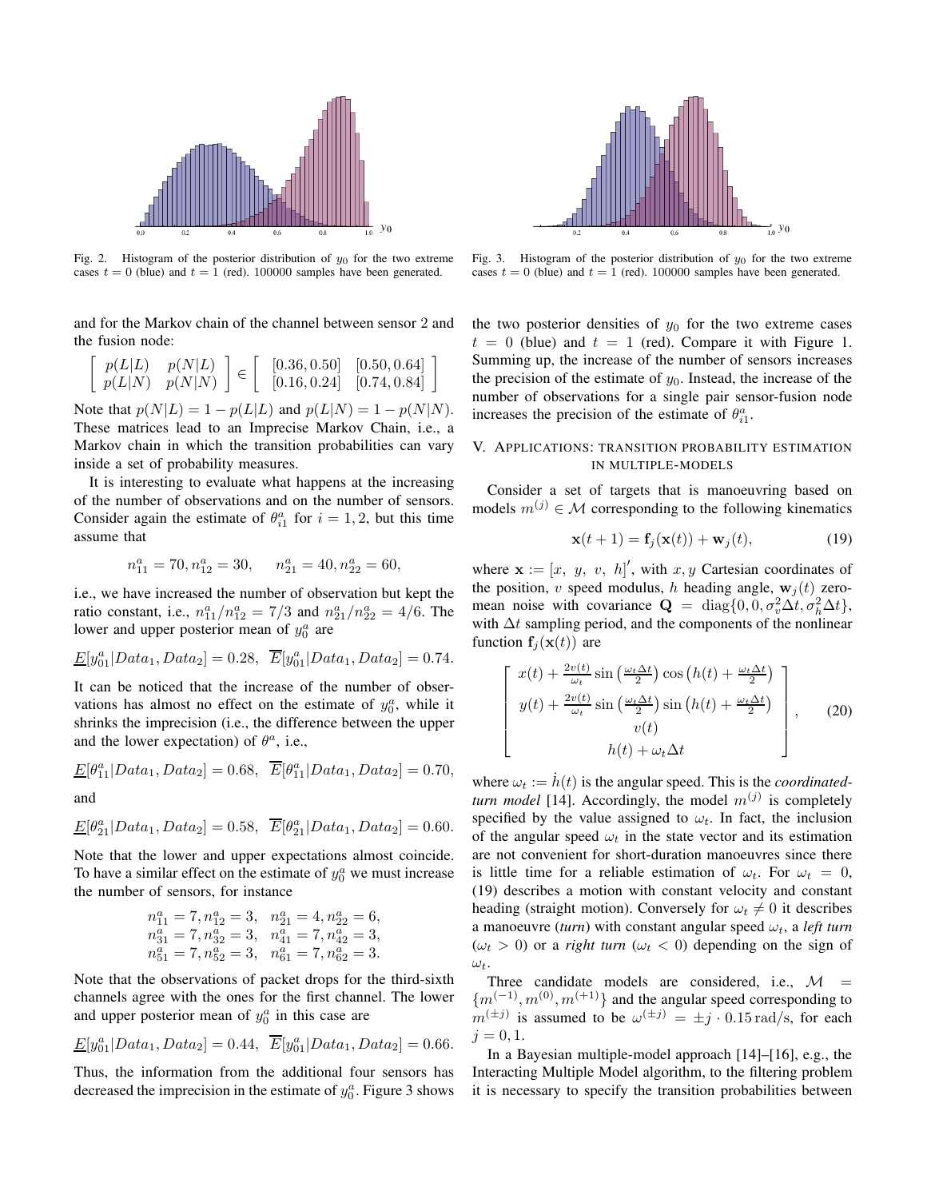Fig. 2. Histogram of the posterior distribution of $y_0$ for the two extreme cases $t = 0$ (blue) and $t = 1$ (red). 100000 samples have been generated.

Fig. 3. Histogram of the posterior distribution of $y_0$ for the two extreme cases $t = 0$ (blue) and $t = 1$ (red). 100000 samples have been generated.

and for the Markov chain of the channel between sensor 2 and the fusion node:

$$\begin{bmatrix} p(L|L) & p(N|L) \\ p(L|N) & p(N|N) \end{bmatrix} \in \begin{bmatrix} [0.36, 0.50] & [0.50, 0.64] \\ [0.16, 0.24] & [0.74, 0.84] \end{bmatrix}$$

Note that $p(N|L) = 1 - p(L|L)$ and $p(L|N) = 1 - p(N|N)$. These matrices lead to an Imprecise Markov Chain, i.e., a Markov chain in which the transition probabilities can vary inside a set of probability measures.

It is interesting to evaluate what happens at the increasing of the number of observations and on the number of sensors. Consider again the estimate of $\theta_{i1}^a$ for $i = 1, 2$, but this time assume that

$$n_{11}^a = 70, n_{12}^a = 30, \quad n_{21}^a = 40, n_{22}^a = 60,$$

i.e., we have increased the number of observation but kept the ratio constant, i.e., $n_{11}^a / n_{12}^a = 7/3$ and $n_{21}^a / n_{22}^a = 4/6$. The lower and upper posterior mean of $y_0^a$ are

$$\underline{E}[y_{01}^a | Data_1, Data_2] = 0.28, \ \ \overline{E}[y_{01}^a | Data_1, Data_2] = 0.74.$$

It can be noticed that the increase of the number of observations has almost no effect on the estimate of $y_0^a$, while it shrinks the imprecision (i.e., the difference between the upper and the lower expectation) of $\theta^a$, i.e.,

$$\underline{E}[\theta_{11}^a | Data_1, Data_2] = 0.68, \ \ \overline{E}[\theta_{11}^a | Data_1, Data_2] = 0.70,$$

and

$$\underline{E}[\theta_{21}^a | Data_1, Data_2] = 0.58, \ \ \overline{E}[\theta_{21}^a | Data_1, Data_2] = 0.60.$$

Note that the lower and upper expectations almost coincide. To have a similar effect on the estimate of $y_0^a$ we must increase the number of sensors, for instance

$$\begin{array}{ll} n_{11}^a = 7, n_{12}^a = 3, & n_{21}^a = 4, n_{22}^a = 6, \\ n_{31}^a = 7, n_{32}^a = 3, & n_{41}^a = 7, n_{42}^a = 3, \\ n_{51}^a = 7, n_{52}^a = 3, & n_{61}^a = 7, n_{62}^a = 3. \end{array}$$

Note that the observations of packet drops for the third-sixth channels agree with the ones for the first channel. The lower and upper posterior mean of $y_0^a$ in this case are

$$\underline{E}[y_{01}^a | Data_1, Data_2] = 0.44, \ \ \overline{E}[y_{01}^a | Data_1, Data_2] = 0.66.$$

Thus, the information from the additional four sensors has decreased the imprecision in the estimate of $y_0^a$. Figure 3 shows the two posterior densities of $y_0$ for the two extreme cases $t = 0$ (blue) and $t = 1$ (red). Compare it with Figure 1. Summing up, the increase of the number of sensors increases the precision of the estimate of $y_0$. Instead, the increase of the number of observations for a single pair sensor-fusion node increases the precision of the estimate of $\theta_{i1}^a$.

## V. Applications: Transition Probability Estimation in Multiple-Models

Consider a set of targets that is manoeuvring based on models $m^{(j)} \in \mathcal{M}$ corresponding to the following kinematics

$$\mathbf{x}(t+1) = \mathbf{f}_j(\mathbf{x}(t)) + \mathbf{w}_j(t), \tag{19}$$

where $\mathbf{x} := [x, \ y, \ v, \ h]'$, with $x, y$ Cartesian coordinates of the position, $v$ speed modulus, $h$ heading angle, $\mathbf{w}_j(t)$ zero-mean noise with covariance $\mathbf{Q} = \text{diag}\{0, 0, \sigma_v^2 \Delta t, \sigma_h^2 \Delta t\}$, with $\Delta t$ sampling period, and the components of the nonlinear function $\mathbf{f}_j(\mathbf{x}(t))$ are

$$\begin{bmatrix} x(t) + \frac{2v(t)}{\omega_t} \sin\left(\frac{\omega_t \Delta t}{2}\right) \cos\left(h(t) + \frac{\omega_t \Delta t}{2}\right) \\ y(t) + \frac{2v(t)}{\omega_t} \sin\left(\frac{\omega_t \Delta t}{2}\right) \sin\left(h(t) + \frac{\omega_t \Delta t}{2}\right) \\ v(t) \\ h(t) + \omega_t \Delta t \end{bmatrix}, \tag{20}$$

where $\omega_t := \dot{h}(t)$ is the angular speed. This is the *coordinated-turn model* [14]. Accordingly, the model $m^{(j)}$ is completely specified by the value assigned to $\omega_t$. In fact, the inclusion of the angular speed $\omega_t$ in the state vector and its estimation are not convenient for short-duration manoeuvres since there is little time for a reliable estimation of $\omega_t$. For $\omega_t = 0$, (19) describes a motion with constant velocity and constant heading (straight motion). Conversely for $\omega_t \neq 0$ it describes a manoeuvre (*turn*) with constant angular speed $\omega_t$, a *left turn* ($\omega_t > 0$) or a *right turn* ($\omega_t < 0$) depending on the sign of $\omega_t$.

Three candidate models are considered, i.e., $\mathcal{M} = \{m^{(-1)}, m^{(0)}, m^{(+1)}\}$ and the angular speed corresponding to $m^{(\pm j)}$ is assumed to be $\omega^{(\pm j)} = \pm j \cdot 0.15 \, \text{rad/s}$, for each $j = 0, 1$.

In a Bayesian multiple-model approach [14]–[16], e.g., the Interacting Multiple Model algorithm, to the filtering problem it is necessary to specify the transition probabilities between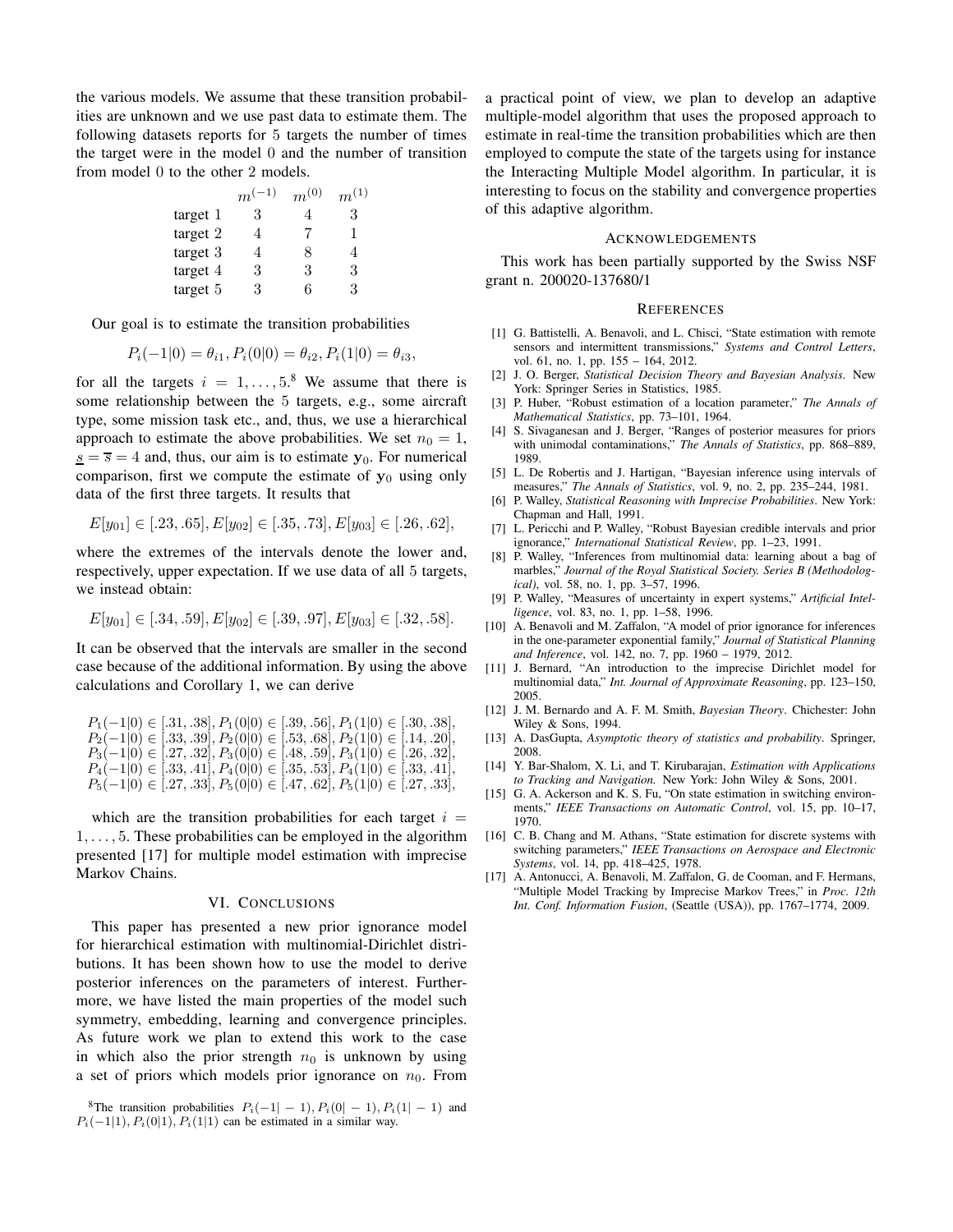the various models. We assume that these transition probabilities are unknown and we use past data to estimate them. The following datasets reports for 5 targets the number of times the target were in the model 0 and the number of transition from model 0 to the other 2 models.

| | $m^{(-1)}$ | $m^{(0)}$ | $m^{(1)}$ |
|---|---|---|---|
| target 1 | 3 | 4 | 3 |
| target 2 | 4 | 7 | 1 |
| target 3 | 4 | 8 | 4 |
| target 4 | 3 | 3 | 3 |
| target 5 | 3 | 6 | 3 |

Our goal is to estimate the transition probabilities

$$P_i(-1|0) = \theta_{i1}, P_i(0|0) = \theta_{i2}, P_i(1|0) = \theta_{i3},$$

for all the targets $i = 1, \ldots, 5$.[8] We assume that there is some relationship between the 5 targets, e.g., some aircraft type, some mission task etc., and, thus, we use a hierarchical approach to estimate the above probabilities. We set $n_0 = 1$, $\underline{s} = \overline{s} = 4$ and, thus, our aim is to estimate $\mathbf{y}_0$. For numerical comparison, first we compute the estimate of $\mathbf{y}_0$ using only data of the first three targets. It results that

$$E[y_{01}] \in [.23, .65], E[y_{02}] \in [.35, .73], E[y_{03}] \in [.26, .62],$$

where the extremes of the intervals denote the lower and, respectively, upper expectation. If we use data of all 5 targets, we instead obtain:

$$E[y_{01}] \in [.34, .59], E[y_{02}] \in [.39, .97], E[y_{03}] \in [.32, .58].$$

It can be observed that the intervals are smaller in the second case because of the additional information. By using the above calculations and Corollary 1, we can derive

$$\begin{array}{l}
P_1(-1|0) \in [.31, .38], P_1(0|0) \in [.39, .56], P_1(1|0) \in [.30, .38],\\
P_2(-1|0) \in [.33, .39], P_2(0|0) \in [.53, .68], P_2(1|0) \in [.14, .20],\\
P_3(-1|0) \in [.27, .32], P_3(0|0) \in [.48, .59], P_3(1|0) \in [.26, .32],\\
P_4(-1|0) \in [.33, .41], P_4(0|0) \in [.35, .53], P_4(1|0) \in [.33, .41],\\
P_5(-1|0) \in [.27, .33], P_5(0|0) \in [.47, .62], P_5(1|0) \in [.27, .33],
\end{array}$$

which are the transition probabilities for each target $i = 1, \ldots, 5$. These probabilities can be employed in the algorithm presented [17] for multiple model estimation with imprecise Markov Chains.

## VI. Conclusions

This paper has presented a new prior ignorance model for hierarchical estimation with multinomial-Dirichlet distributions. It has been shown how to use the model to derive posterior inferences on the parameters of interest. Furthermore, we have listed the main properties of the model such symmetry, embedding, learning and convergence principles. As future work we plan to extend this work to the case in which also the prior strength $n_0$ is unknown by using a set of priors which models prior ignorance on $n_0$. From a practical point of view, we plan to develop an adaptive multiple-model algorithm that uses the proposed approach to estimate in real-time the transition probabilities which are then employed to compute the state of the targets using for instance the Interacting Multiple Model algorithm. In particular, it is interesting to focus on the stability and convergence properties of this adaptive algorithm.

[8] The transition probabilities $P_i(-1|-1), P_i(0|-1), P_i(1|-1)$ and $P_i(-1|1), P_i(0|1), P_i(1|1)$ can be estimated in a similar way.

## Acknowledgements

This work has been partially supported by the Swiss NSF grant n. 200020-137680/1

## References

[1] G. Battistelli, A. Benavoli, and L. Chisci, "State estimation with remote sensors and intermittent transmissions," *Systems and Control Letters*, vol. 61, no. 1, pp. 155 – 164, 2012.

[2] J. O. Berger, *Statistical Decision Theory and Bayesian Analysis*. New York: Springer Series in Statistics, 1985.

[3] P. Huber, "Robust estimation of a location parameter," *The Annals of Mathematical Statistics*, pp. 73–101, 1964.

[4] S. Sivaganesan and J. Berger, "Ranges of posterior measures for priors with unimodal contaminations," *The Annals of Statistics*, pp. 868–889, 1989.

[5] L. De Robertis and J. Hartigan, "Bayesian inference using intervals of measures," *The Annals of Statistics*, vol. 9, no. 2, pp. 235–244, 1981.

[6] P. Walley, *Statistical Reasoning with Imprecise Probabilities*. New York: Chapman and Hall, 1991.

[7] L. Pericchi and P. Walley, "Robust Bayesian credible intervals and prior ignorance," *International Statistical Review*, pp. 1–23, 1991.

[8] P. Walley, "Inferences from multinomial data: learning about a bag of marbles," *Journal of the Royal Statistical Society. Series B (Methodological)*, vol. 58, no. 1, pp. 3–57, 1996.

[9] P. Walley, "Measures of uncertainty in expert systems," *Artificial Intelligence*, vol. 83, no. 1, pp. 1–58, 1996.

[10] A. Benavoli and M. Zaffalon, "A model of prior ignorance for inferences in the one-parameter exponential family," *Journal of Statistical Planning and Inference*, vol. 142, no. 7, pp. 1960 – 1979, 2012.

[11] J. Bernard, "An introduction to the imprecise Dirichlet model for multinomial data," *Int. Journal of Approximate Reasoning*, pp. 123–150, 2005.

[12] J. M. Bernardo and A. F. M. Smith, *Bayesian Theory*. Chichester: John Wiley & Sons, 1994.

[13] A. DasGupta, *Asymptotic theory of statistics and probability*. Springer, 2008.

[14] Y. Bar-Shalom, X. Li, and T. Kirubarajan, *Estimation with Applications to Tracking and Navigation.* New York: John Wiley & Sons, 2001.

[15] G. A. Ackerson and K. S. Fu, "On state estimation in switching environments," *IEEE Transactions on Automatic Control*, vol. 15, pp. 10–17, 1970.

[16] C. B. Chang and M. Athans, "State estimation for discrete systems with switching parameters," *IEEE Transactions on Aerospace and Electronic Systems*, vol. 14, pp. 418–425, 1978.

[17] A. Antonucci, A. Benavoli, M. Zaffalon, G. de Cooman, and F. Hermans, "Multiple Model Tracking by Imprecise Markov Trees," in *Proc. 12th Int. Conf. Information Fusion*, (Seattle (USA)), pp. 1767–1774, 2009.